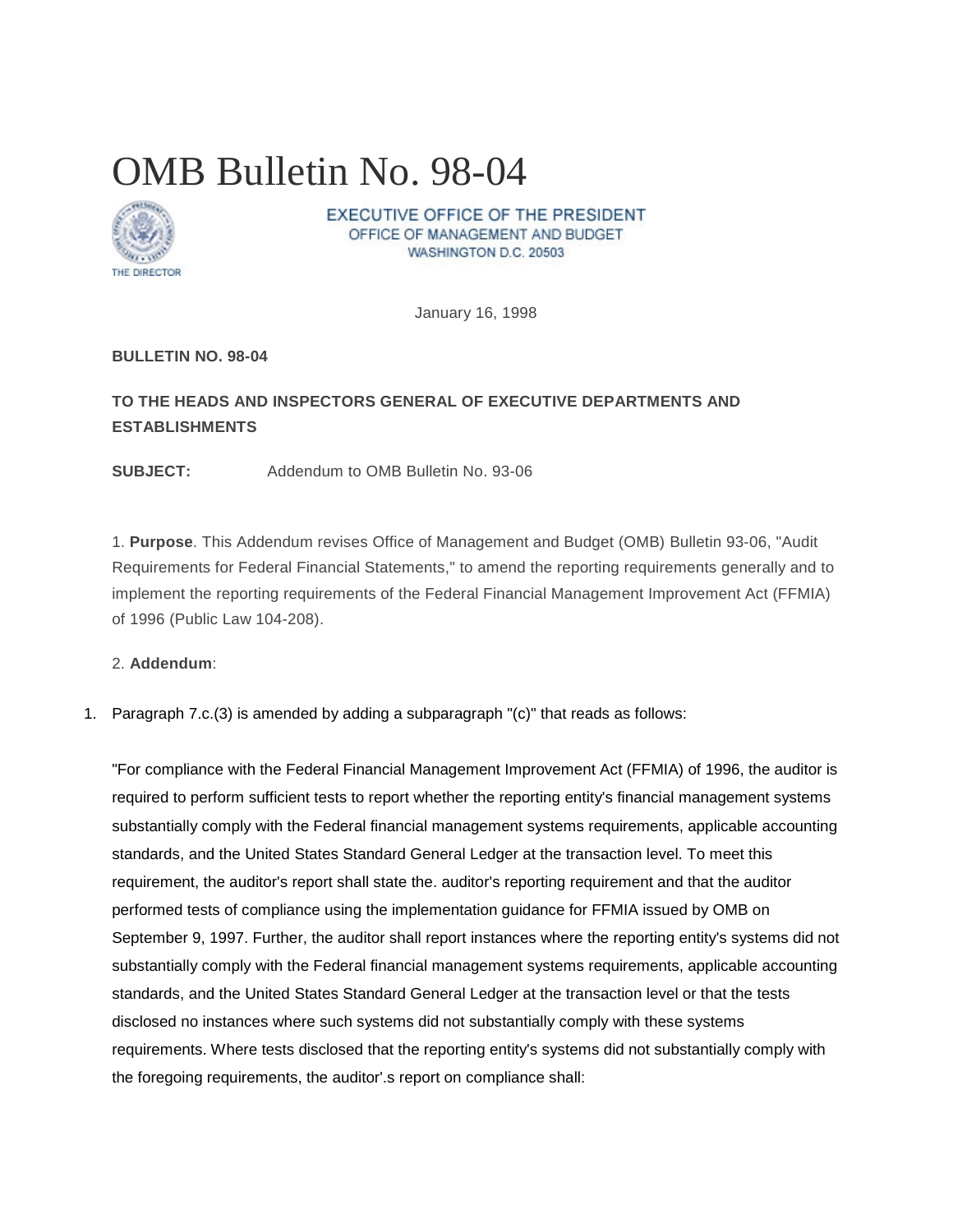# OMB Bulletin No. 98-04

THE DIRECTOR

EXECUTIVE OFFICE OF THE PRESIDENT
OFFICE OF MANAGEMENT AND BUDGET
WASHINGTON D.C. 20503

January 16, 1998

**BULLETIN NO. 98-04**

**TO THE HEADS AND INSPECTORS GENERAL OF EXECUTIVE DEPARTMENTS AND ESTABLISHMENTS**

**SUBJECT:** Addendum to OMB Bulletin No. 93-06

1. **Purpose**. This Addendum revises Office of Management and Budget (OMB) Bulletin 93-06, "Audit Requirements for Federal Financial Statements," to amend the reporting requirements generally and to implement the reporting requirements of the Federal Financial Management Improvement Act (FFMIA) of 1996 (Public Law 104-208).

2. **Addendum**:

1. Paragraph 7.c.(3) is amended by adding a subparagraph "(c)" that reads as follows:

   "For compliance with the Federal Financial Management Improvement Act (FFMIA) of 1996, the auditor is required to perform sufficient tests to report whether the reporting entity's financial management systems substantially comply with the Federal financial management systems requirements, applicable accounting standards, and the United States Standard General Ledger at the transaction level. To meet this requirement, the auditor's report shall state the. auditor's reporting requirement and that the auditor performed tests of compliance using the implementation guidance for FFMIA issued by OMB on September 9, 1997. Further, the auditor shall report instances where the reporting entity's systems did not substantially comply with the Federal financial management systems requirements, applicable accounting standards, and the United States Standard General Ledger at the transaction level or that the tests disclosed no instances where such systems did not substantially comply with these systems requirements. Where tests disclosed that the reporting entity's systems did not substantially comply with the foregoing requirements, the auditor'.s report on compliance shall: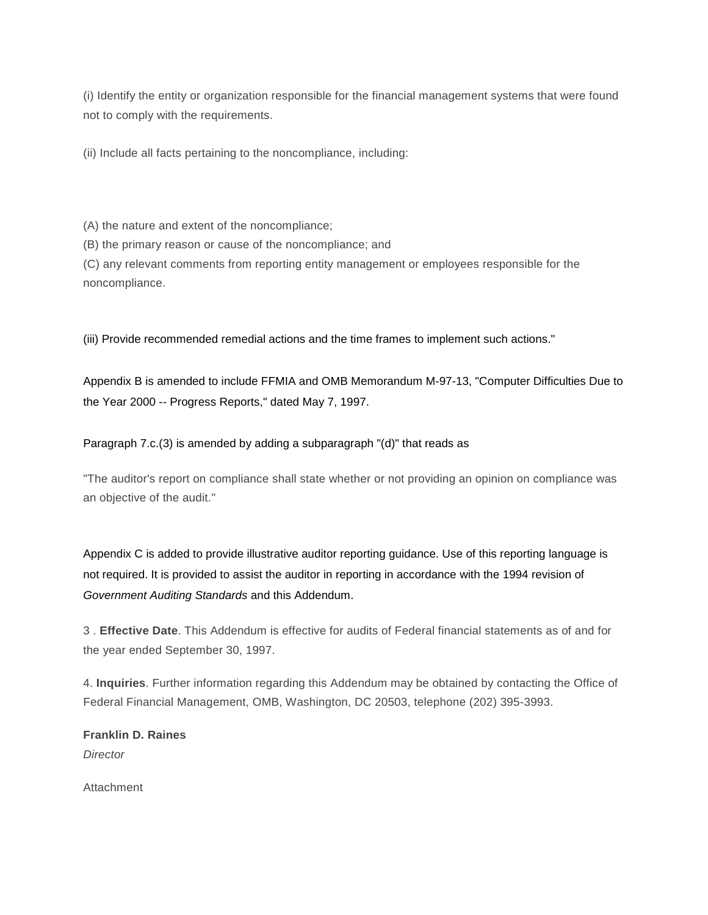(i) Identify the entity or organization responsible for the financial management systems that were found not to comply with the requirements.

(ii) Include all facts pertaining to the noncompliance, including:

(A) the nature and extent of the noncompliance;
(B) the primary reason or cause of the noncompliance; and
(C) any relevant comments from reporting entity management or employees responsible for the noncompliance.

(iii) Provide recommended remedial actions and the time frames to implement such actions."

Appendix B is amended to include FFMIA and OMB Memorandum M-97-13, "Computer Difficulties Due to the Year 2000 -- Progress Reports," dated May 7, 1997.

Paragraph 7.c.(3) is amended by adding a subparagraph "(d)" that reads as

"The auditor's report on compliance shall state whether or not providing an opinion on compliance was an objective of the audit."

Appendix C is added to provide illustrative auditor reporting guidance. Use of this reporting language is not required. It is provided to assist the auditor in reporting in accordance with the 1994 revision of *Government Auditing Standards* and this Addendum.

3 . **Effective Date**. This Addendum is effective for audits of Federal financial statements as of and for the year ended September 30, 1997.

4. **Inquiries**. Further information regarding this Addendum may be obtained by contacting the Office of Federal Financial Management, OMB, Washington, DC 20503, telephone (202) 395-3993.

**Franklin D. Raines**
*Director*

Attachment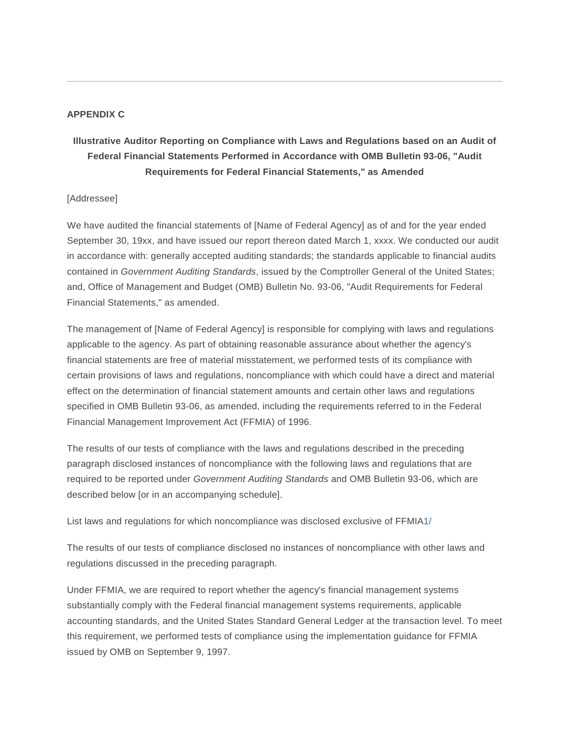## APPENDIX C

### Illustrative Auditor Reporting on Compliance with Laws and Regulations based on an Audit of Federal Financial Statements Performed in Accordance with OMB Bulletin 93-06, "Audit Requirements for Federal Financial Statements," as Amended

[Addressee]

We have audited the financial statements of [Name of Federal Agency] as of and for the year ended September 30, 19xx, and have issued our report thereon dated March 1, xxxx. We conducted our audit in accordance with: generally accepted auditing standards; the standards applicable to financial audits contained in *Government Auditing Standards*, issued by the Comptroller General of the United States; and, Office of Management and Budget (OMB) Bulletin No. 93-06, "Audit Requirements for Federal Financial Statements," as amended.

The management of [Name of Federal Agency] is responsible for complying with laws and regulations applicable to the agency. As part of obtaining reasonable assurance about whether the agency's financial statements are free of material misstatement, we performed tests of its compliance with certain provisions of laws and regulations, noncompliance with which could have a direct and material effect on the determination of financial statement amounts and certain other laws and regulations specified in OMB Bulletin 93-06, as amended, including the requirements referred to in the Federal Financial Management Improvement Act (FFMIA) of 1996.

The results of our tests of compliance with the laws and regulations described in the preceding paragraph disclosed instances of noncompliance with the following laws and regulations that are required to be reported under *Government Auditing Standards* and OMB Bulletin 93-06, which are described below [or in an accompanying schedule].

List laws and regulations for which noncompliance was disclosed exclusive of FFMIA1/

The results of our tests of compliance disclosed no instances of noncompliance with other laws and regulations discussed in the preceding paragraph.

Under FFMIA, we are required to report whether the agency's financial management systems substantially comply with the Federal financial management systems requirements, applicable accounting standards, and the United States Standard General Ledger at the transaction level. To meet this requirement, we performed tests of compliance using the implementation guidance for FFMIA issued by OMB on September 9, 1997.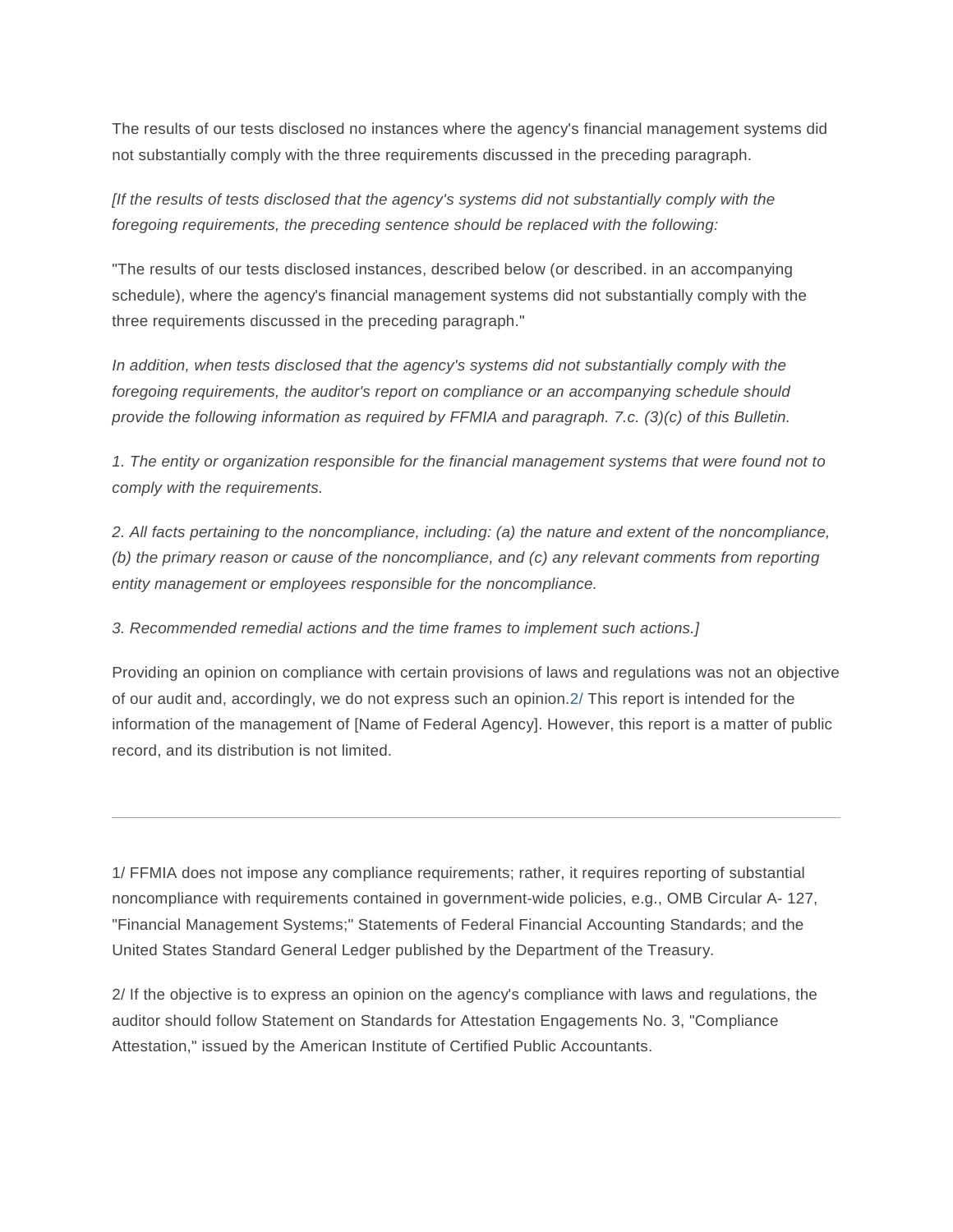The results of our tests disclosed no instances where the agency's financial management systems did not substantially comply with the three requirements discussed in the preceding paragraph.

*[If the results of tests disclosed that the agency's systems did not substantially comply with the foregoing requirements, the preceding sentence should be replaced with the following:*

"The results of our tests disclosed instances, described below (or described. in an accompanying schedule), where the agency's financial management systems did not substantially comply with the three requirements discussed in the preceding paragraph."

*In addition, when tests disclosed that the agency's systems did not substantially comply with the foregoing requirements, the auditor's report on compliance or an accompanying schedule should provide the following information as required by FFMIA and paragraph. 7.c. (3)(c) of this Bulletin.*

*1. The entity or organization responsible for the financial management systems that were found not to comply with the requirements.*

*2. All facts pertaining to the noncompliance, including: (a) the nature and extent of the noncompliance, (b) the primary reason or cause of the noncompliance, and (c) any relevant comments from reporting entity management or employees responsible for the noncompliance.*

*3. Recommended remedial actions and the time frames to implement such actions.]*

Providing an opinion on compliance with certain provisions of laws and regulations was not an objective of our audit and, accordingly, we do not express such an opinion.2/ This report is intended for the information of the management of [Name of Federal Agency]. However, this report is a matter of public record, and its distribution is not limited.

---

1/ FFMIA does not impose any compliance requirements; rather, it requires reporting of substantial noncompliance with requirements contained in government-wide policies, e.g., OMB Circular A- 127, "Financial Management Systems;" Statements of Federal Financial Accounting Standards; and the United States Standard General Ledger published by the Department of the Treasury.

2/ If the objective is to express an opinion on the agency's compliance with laws and regulations, the auditor should follow Statement on Standards for Attestation Engagements No. 3, "Compliance Attestation," issued by the American Institute of Certified Public Accountants.